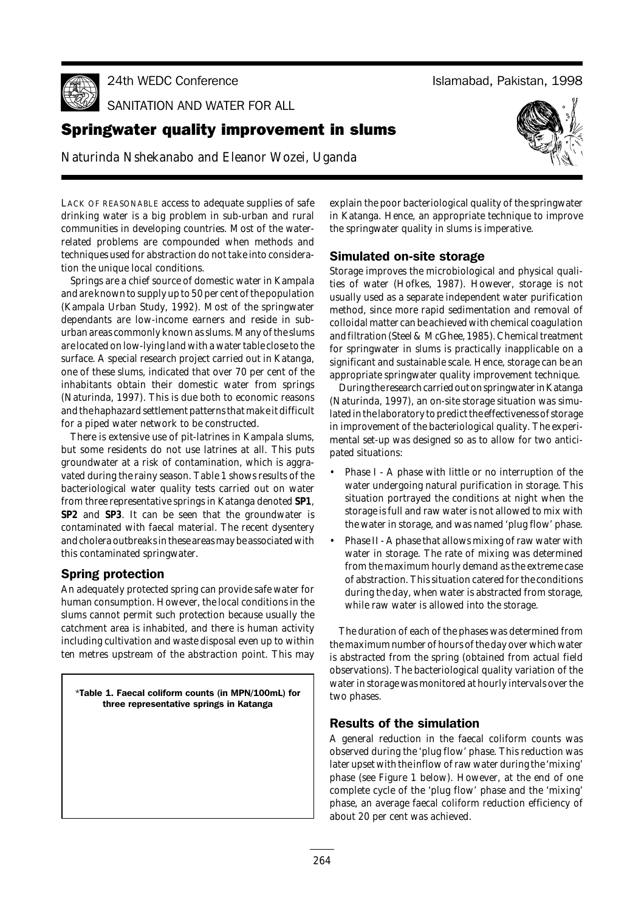24th WEDC Conference

SANITATION AND WATER FOR ALL

Islamabad, Pakistan, 1998

# Springwater quality improvement in slums

Naturinda Nshekanabo and Eleanor Wozei, Uganda

LACK OF REASONABLE access to adequate supplies of safe drinking water is a big problem in sub-urban and rural communities in developing countries. Most of the water-related problems are compounded when methods and techniques used for abstraction do not take into consideration the unique local conditions.

Springs are a chief source of domestic water in Kampala and are known to supply up to 50 per cent of the population (Kampala Urban Study, 1992). Most of the springwater dependants are low-income earners and reside in sub-urban areas commonly known as slums. Many of the slums are located on low-lying land with a water table close to the surface. A special research project carried out in Katanga, one of these slums, indicated that over 70 per cent of the inhabitants obtain their domestic water from springs (Naturinda, 1997). This is due both to economic reasons and the haphazard settlement patterns that make it difficult for a piped water network to be constructed.

There is extensive use of pit-latrines in Kampala slums, but some residents do not use latrines at all. This puts groundwater at a risk of contamination, which is aggravated during the rainy season. Table 1 shows results of the bacteriological water quality tests carried out on water from three representative springs in Katanga denoted **SP1**, **SP2** and **SP3**. It can be seen that the groundwater is contaminated with faecal material. The recent dysentery and cholera outbreaks in these areas may be associated with this contaminated springwater.

## Spring protection

An adequately protected spring can provide safe water for human consumption. However, the local conditions in the slums cannot permit such protection because usually the catchment area is inhabited, and there is human activity including cultivation and waste disposal even up to within ten metres upstream of the abstraction point. This may explain the poor bacteriological quality of the springwater in Katanga. Hence, an appropriate technique to improve the springwater quality in slums is imperative.

**\*Table 1. Faecal coliform counts (in MPN/100mL) for three representative springs in Katanga**

## Simulated on-site storage

Storage improves the microbiological and physical qualities of water (Hofkes, 1987). However, storage is not usually used as a separate independent water purification method, since more rapid sedimentation and removal of colloidal matter can be achieved with chemical coagulation and filtration (Steel & McGhee, 1985). Chemical treatment for springwater in slums is practically inapplicable on a significant and sustainable scale. Hence, storage can be an appropriate springwater quality improvement technique.

During the research carried out on springwater in Katanga (Naturinda, 1997), an on-site storage situation was simulated in the laboratory to predict the effectiveness of storage in improvement of the bacteriological quality. The experimental set-up was designed so as to allow for two anticipated situations:

- Phase I - A phase with little or no interruption of the water undergoing natural purification in storage. This situation portrayed the conditions at night when the storage is full and raw water is not allowed to mix with the water in storage, and was named 'plug flow' phase.
- Phase II - A phase that allows mixing of raw water with water in storage. The rate of mixing was determined from the maximum hourly demand as the extreme case of abstraction. This situation catered for the conditions during the day, when water is abstracted from storage, while raw water is allowed into the storage.

The duration of each of the phases was determined from the maximum number of hours of the day over which water is abstracted from the spring (obtained from actual field observations). The bacteriological quality variation of the water in storage was monitored at hourly intervals over the two phases.

## Results of the simulation

A general reduction in the faecal coliform counts was observed during the 'plug flow' phase. This reduction was later upset with the inflow of raw water during the 'mixing' phase (see Figure 1 below). However, at the end of one complete cycle of the 'plug flow' phase and the 'mixing' phase, an average faecal coliform reduction efficiency of about 20 per cent was achieved.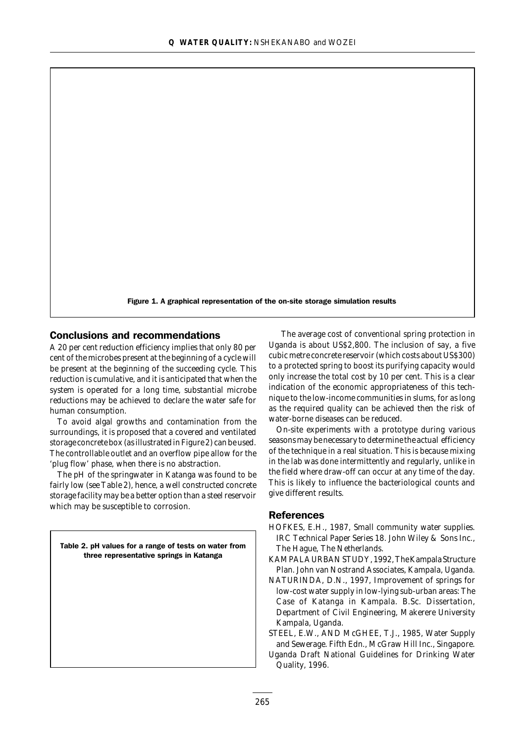Figure 1. A graphical representation of the on-site storage simulation results

## Conclusions and recommendations

A 20 per cent reduction efficiency implies that only 80 per cent of the microbes present at the beginning of a cycle will be present at the beginning of the succeeding cycle. This reduction is cumulative, and it is anticipated that when the system is operated for a long time, substantial microbe reductions may be achieved to declare the water safe for human consumption.

To avoid algal growths and contamination from the surroundings, it is proposed that a covered and ventilated storage concrete box (as illustrated in Figure 2) can be used. The controllable outlet and an overflow pipe allow for the 'plug flow' phase, when there is no abstraction.

The pH of the springwater in Katanga was found to be fairly low (see Table 2), hence, a well constructed concrete storage facility may be a better option than a steel reservoir which may be susceptible to corrosion.

Table 2. pH values for a range of tests on water from three representative springs in Katanga

The average cost of conventional spring protection in Uganda is about US$2,800. The inclusion of say, a five cubic metre concrete reservoir (which costs about US$300) to a protected spring to boost its purifying capacity would only increase the total cost by 10 per cent. This is a clear indication of the economic appropriateness of this technique to the low-income communities in slums, for as long as the required quality can be achieved then the risk of water-borne diseases can be reduced.

On-site experiments with a prototype during various seasons may be necessary to determine the actual efficiency of the technique in a real situation. This is because mixing in the lab was done intermittently and regularly, unlike in the field where draw-off can occur at any time of the day. This is likely to influence the bacteriological counts and give different results.

## References

HOFKES, E.H., 1987, Small community water supplies. IRC Technical Paper Series 18. John Wiley & Sons Inc., The Hague, The Netherlands.

KAMPALA URBAN STUDY, 1992, The Kampala Structure Plan. John van Nostrand Associates, Kampala, Uganda.

NATURINDA, D.N., 1997, Improvement of springs for low-cost water supply in low-lying sub-urban areas: The Case of Katanga in Kampala. B.Sc. Dissertation, Department of Civil Engineering, Makerere University Kampala, Uganda.

STEEL, E.W., AND McGHEE, T.J., 1985, Water Supply and Sewerage. Fifth Edn., McGraw Hill Inc., Singapore.

Uganda Draft National Guidelines for Drinking Water Quality, 1996.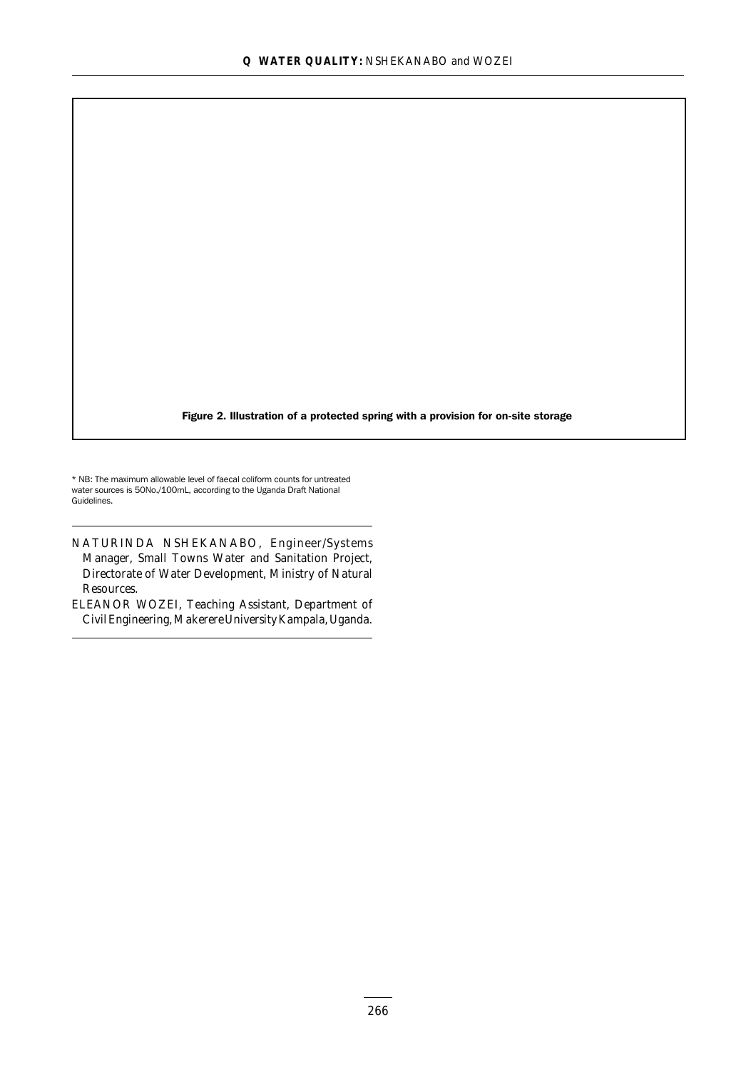Figure 2. Illustration of a protected spring with a provision for on-site storage

* NB: The maximum allowable level of faecal coliform counts for untreated water sources is 50No./100mL, according to the Uganda Draft National Guidelines.

NATURINDA NSHEKANABO, Engineer/Systems Manager, Small Towns Water and Sanitation Project, Directorate of Water Development, Ministry of Natural Resources.

ELEANOR WOZEI, Teaching Assistant, Department of Civil Engineering, Makerere University Kampala, Uganda.